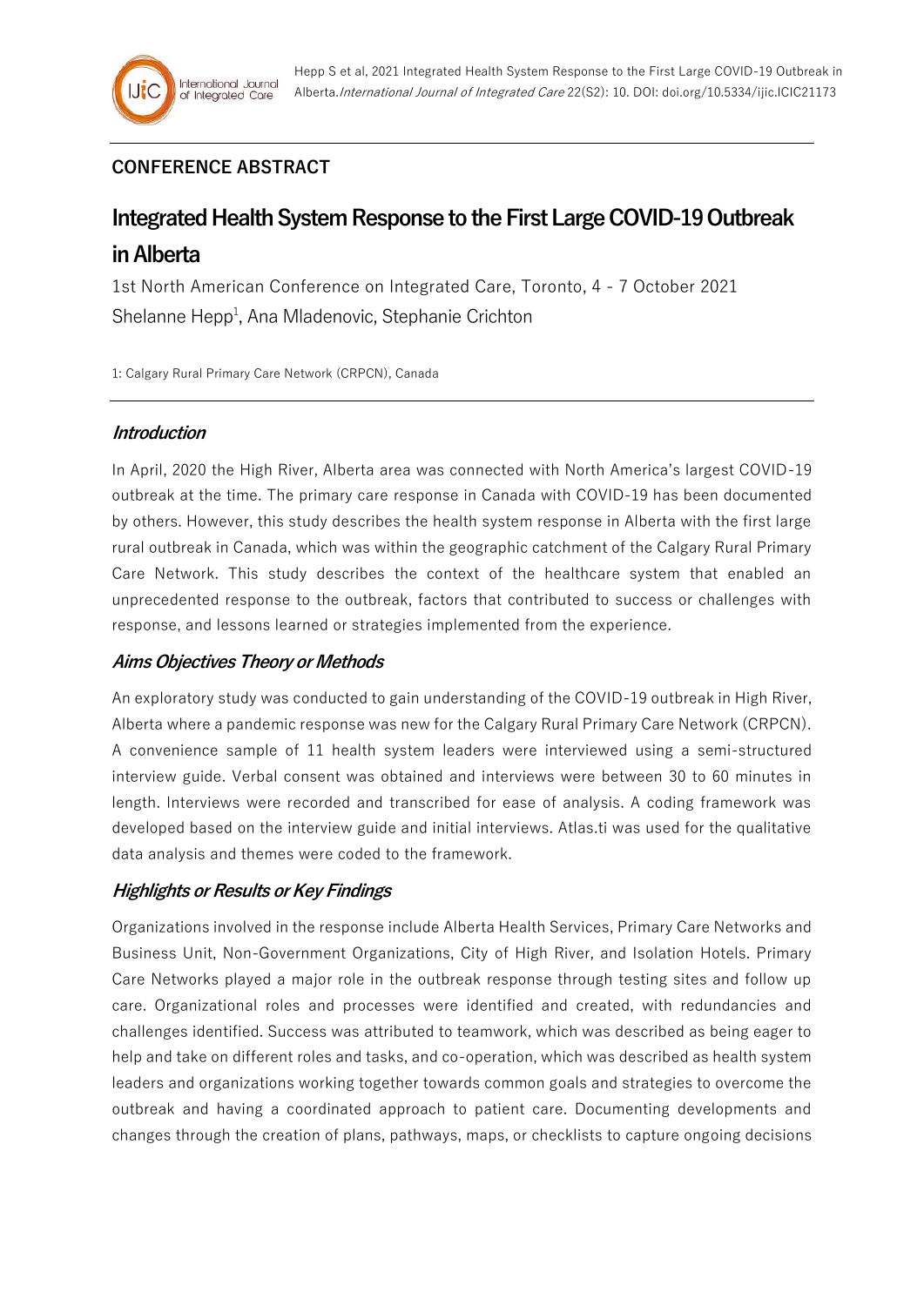## CONFERENCE ABSTRACT

# Integrated Health System Response to the First Large COVID-19 Outbreak in Alberta

1st North American Conference on Integrated Care, Toronto, 4 - 7 October 2021

Shelanne Hepp[1], Ana Mladenovic, Stephanie Crichton

1: Calgary Rural Primary Care Network (CRPCN), Canada

### *Introduction*

In April, 2020 the High River, Alberta area was connected with North America's largest COVID-19 outbreak at the time. The primary care response in Canada with COVID-19 has been documented by others. However, this study describes the health system response in Alberta with the first large rural outbreak in Canada, which was within the geographic catchment of the Calgary Rural Primary Care Network. This study describes the context of the healthcare system that enabled an unprecedented response to the outbreak, factors that contributed to success or challenges with response, and lessons learned or strategies implemented from the experience.

### *Aims Objectives Theory or Methods*

An exploratory study was conducted to gain understanding of the COVID-19 outbreak in High River, Alberta where a pandemic response was new for the Calgary Rural Primary Care Network (CRPCN). A convenience sample of 11 health system leaders were interviewed using a semi-structured interview guide. Verbal consent was obtained and interviews were between 30 to 60 minutes in length. Interviews were recorded and transcribed for ease of analysis. A coding framework was developed based on the interview guide and initial interviews. Atlas.ti was used for the qualitative data analysis and themes were coded to the framework.

### *Highlights or Results or Key Findings*

Organizations involved in the response include Alberta Health Services, Primary Care Networks and Business Unit, Non-Government Organizations, City of High River, and Isolation Hotels. Primary Care Networks played a major role in the outbreak response through testing sites and follow up care. Organizational roles and processes were identified and created, with redundancies and challenges identified. Success was attributed to teamwork, which was described as being eager to help and take on different roles and tasks, and co-operation, which was described as health system leaders and organizations working together towards common goals and strategies to overcome the outbreak and having a coordinated approach to patient care. Documenting developments and changes through the creation of plans, pathways, maps, or checklists to capture ongoing decisions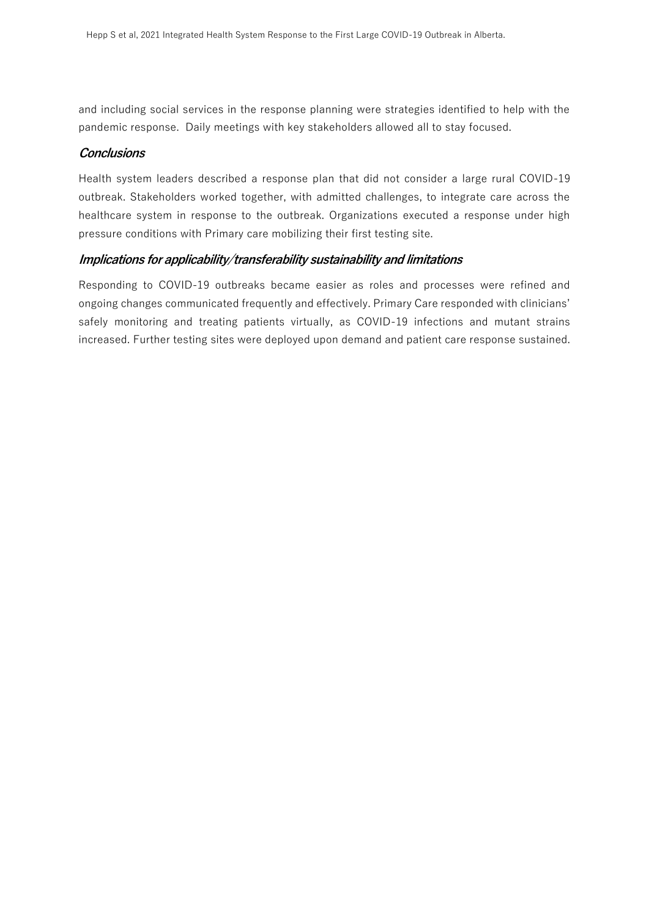and including social services in the response planning were strategies identified to help with the pandemic response. Daily meetings with key stakeholders allowed all to stay focused.

## *Conclusions*

Health system leaders described a response plan that did not consider a large rural COVID-19 outbreak. Stakeholders worked together, with admitted challenges, to integrate care across the healthcare system in response to the outbreak. Organizations executed a response under high pressure conditions with Primary care mobilizing their first testing site.

## *Implications for applicability/transferability sustainability and limitations*

Responding to COVID-19 outbreaks became easier as roles and processes were refined and ongoing changes communicated frequently and effectively. Primary Care responded with clinicians' safely monitoring and treating patients virtually, as COVID-19 infections and mutant strains increased. Further testing sites were deployed upon demand and patient care response sustained.